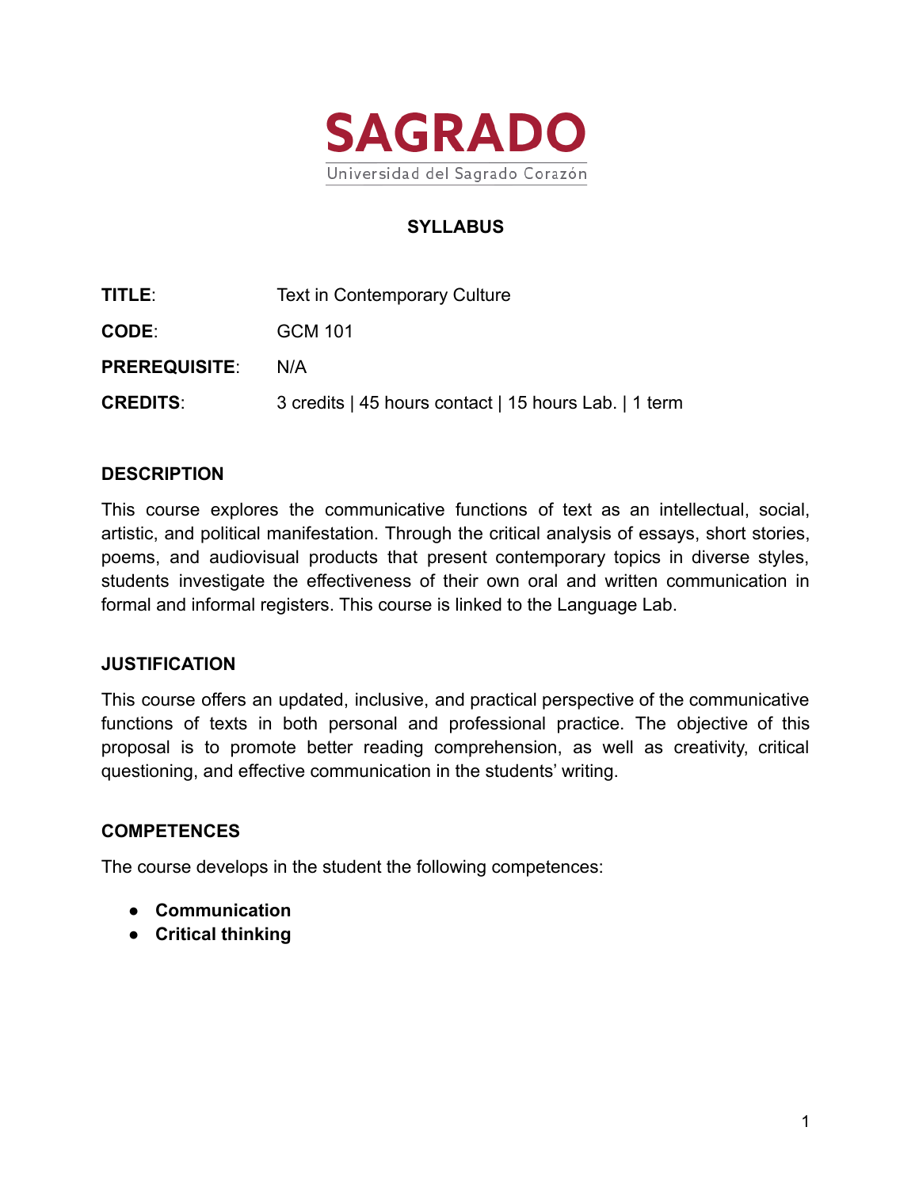# SAGRADO

Universidad del Sagrado Corazón

## SYLLABUS

**TITLE**: Text in Contemporary Culture

**CODE**: GCM 101

**PREREQUISITE**: N/A

**CREDITS**: 3 credits | 45 hours contact | 15 hours Lab. | 1 term

### DESCRIPTION

This course explores the communicative functions of text as an intellectual, social, artistic, and political manifestation. Through the critical analysis of essays, short stories, poems, and audiovisual products that present contemporary topics in diverse styles, students investigate the effectiveness of their own oral and written communication in formal and informal registers. This course is linked to the Language Lab.

### JUSTIFICATION

This course offers an updated, inclusive, and practical perspective of the communicative functions of texts in both personal and professional practice. The objective of this proposal is to promote better reading comprehension, as well as creativity, critical questioning, and effective communication in the students' writing.

### COMPETENCES

The course develops in the student the following competences:

- **Communication**
- **Critical thinking**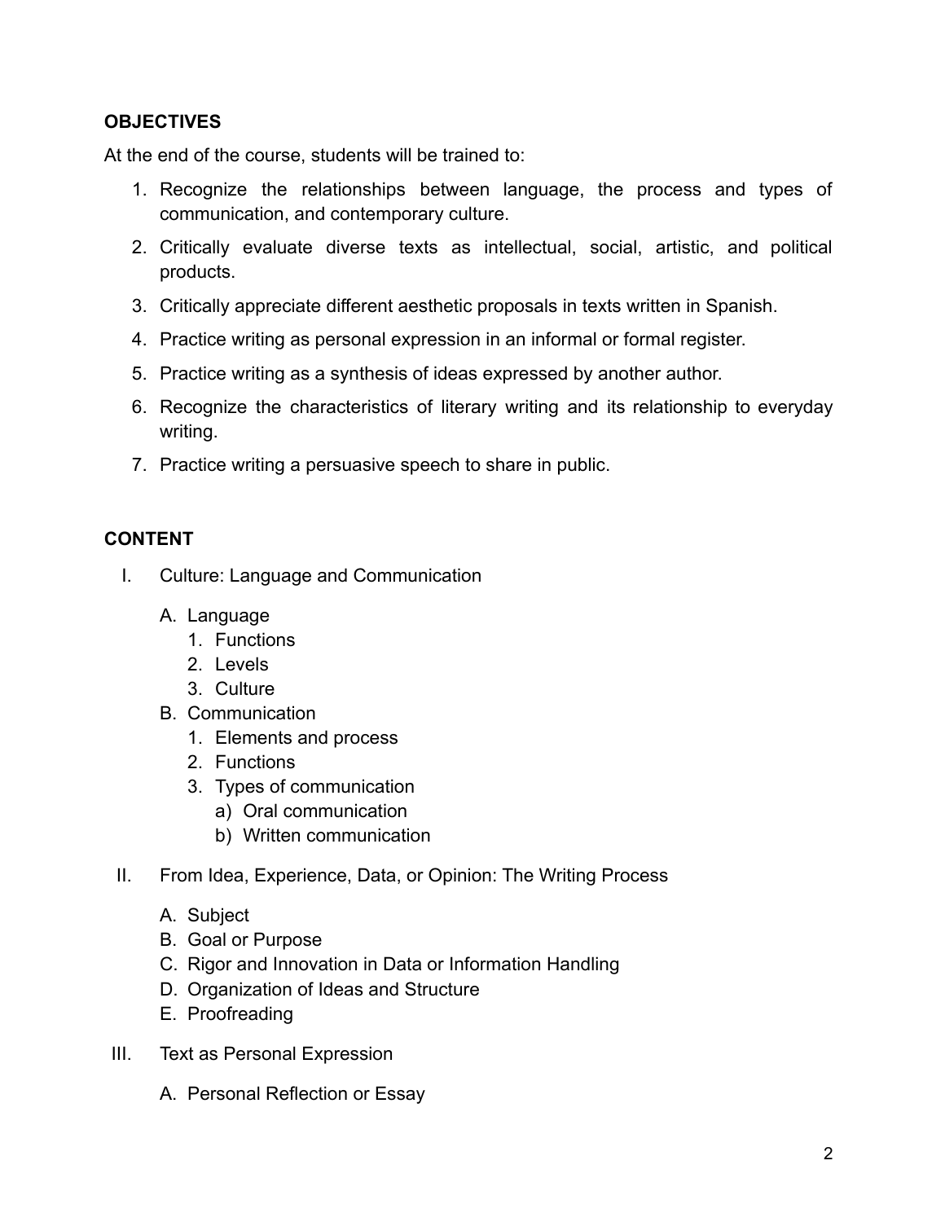## OBJECTIVES

At the end of the course, students will be trained to:

1. Recognize the relationships between language, the process and types of communication, and contemporary culture.
2. Critically evaluate diverse texts as intellectual, social, artistic, and political products.
3. Critically appreciate different aesthetic proposals in texts written in Spanish.
4. Practice writing as personal expression in an informal or formal register.
5. Practice writing as a synthesis of ideas expressed by another author.
6. Recognize the characteristics of literary writing and its relationship to everyday writing.
7. Practice writing a persuasive speech to share in public.

## CONTENT

I. Culture: Language and Communication
    A. Language
        1. Functions
        2. Levels
        3. Culture
    B. Communication
        1. Elements and process
        2. Functions
        3. Types of communication
            a) Oral communication
            b) Written communication

II. From Idea, Experience, Data, or Opinion: The Writing Process
    A. Subject
    B. Goal or Purpose
    C. Rigor and Innovation in Data or Information Handling
    D. Organization of Ideas and Structure
    E. Proofreading

III. Text as Personal Expression
    A. Personal Reflection or Essay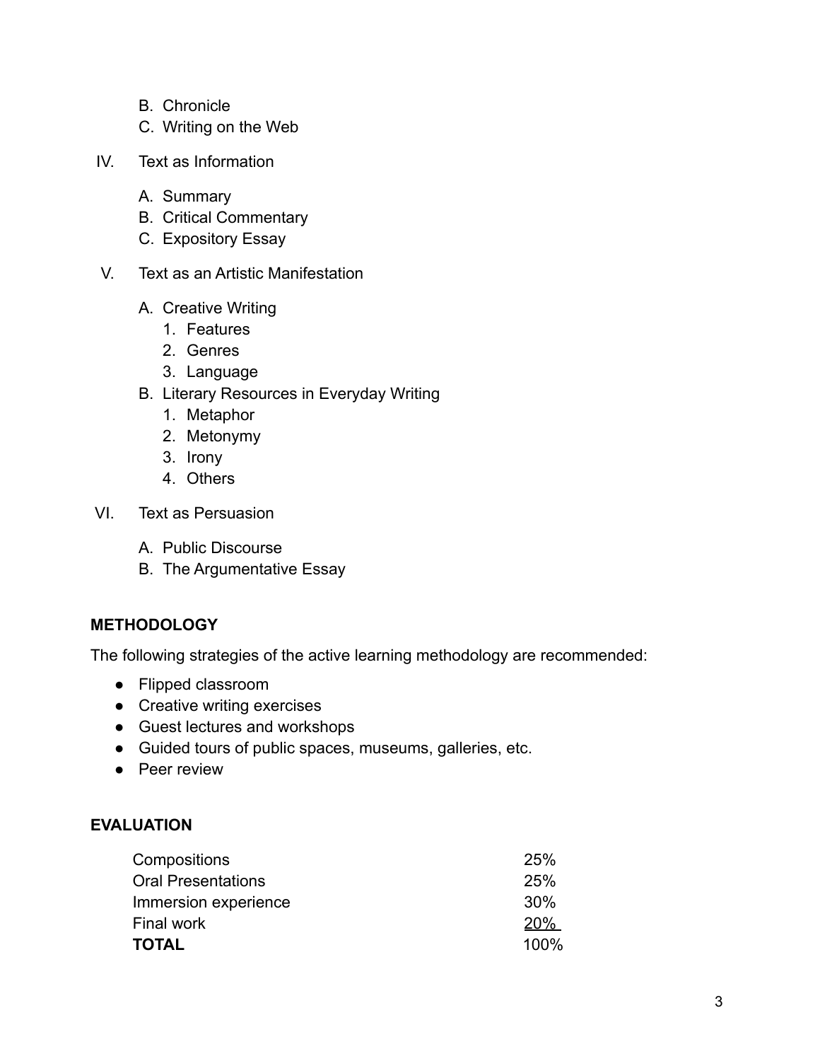B. Chronicle
   C. Writing on the Web

IV. Text as Information

   A. Summary
   B. Critical Commentary
   C. Expository Essay

V. Text as an Artistic Manifestation

   A. Creative Writing
      1. Features
      2. Genres
      3. Language
   B. Literary Resources in Everyday Writing
      1. Metaphor
      2. Metonymy
      3. Irony
      4. Others

VI. Text as Persuasion

   A. Public Discourse
   B. The Argumentative Essay

**METHODOLOGY**

The following strategies of the active learning methodology are recommended:

- Flipped classroom
- Creative writing exercises
- Guest lectures and workshops
- Guided tours of public spaces, museums, galleries, etc.
- Peer review

**EVALUATION**

| | |
|---|---|
| Compositions | 25% |
| Oral Presentations | 25% |
| Immersion experience | 30% |
| Final work | 20% |
| **TOTAL** | 100% |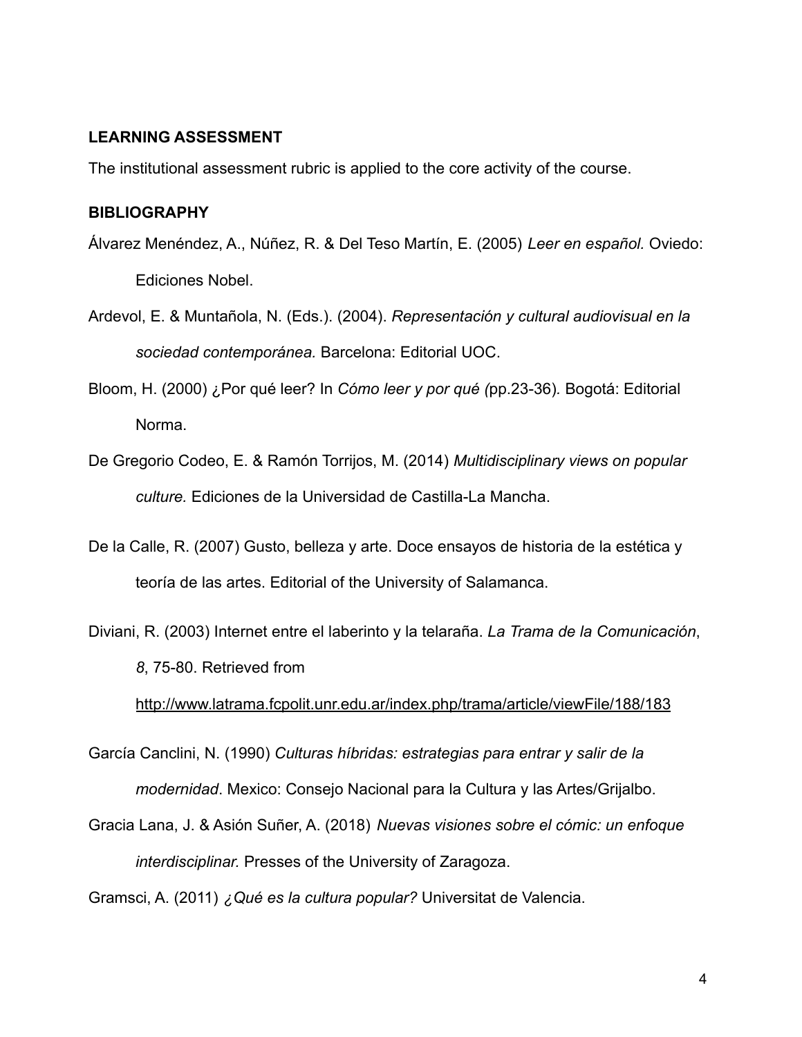**LEARNING ASSESSMENT**

The institutional assessment rubric is applied to the core activity of the course.

**BIBLIOGRAPHY**

Álvarez Menéndez, A., Núñez, R. & Del Teso Martín, E. (2005) *Leer en español.* Oviedo: Ediciones Nobel.

Ardevol, E. & Muntañola, N. (Eds.). (2004). *Representación y cultural audiovisual en la sociedad contemporánea.* Barcelona: Editorial UOC.

Bloom, H. (2000) ¿Por qué leer? In *Cómo leer y por qué (*pp.23-36)*.* Bogotá: Editorial Norma.

De Gregorio Codeo, E. & Ramón Torrijos, M. (2014) *Multidisciplinary views on popular culture.* Ediciones de la Universidad de Castilla-La Mancha.

De la Calle, R. (2007) Gusto, belleza y arte. Doce ensayos de historia de la estética y teoría de las artes. Editorial of the University of Salamanca.

Diviani, R. (2003) Internet entre el laberinto y la telaraña. *La Trama de la Comunicación*, *8*, 75-80. Retrieved from http://www.latrama.fcpolit.unr.edu.ar/index.php/trama/article/viewFile/188/183

García Canclini, N. (1990) *Culturas híbridas: estrategias para entrar y salir de la modernidad*. Mexico: Consejo Nacional para la Cultura y las Artes/Grijalbo.

Gracia Lana, J. & Asión Suñer, A. (2018) *Nuevas visiones sobre el cómic: un enfoque interdisciplinar.* Presses of the University of Zaragoza.

Gramsci, A. (2011) *¿Qué es la cultura popular?* Universitat de Valencia.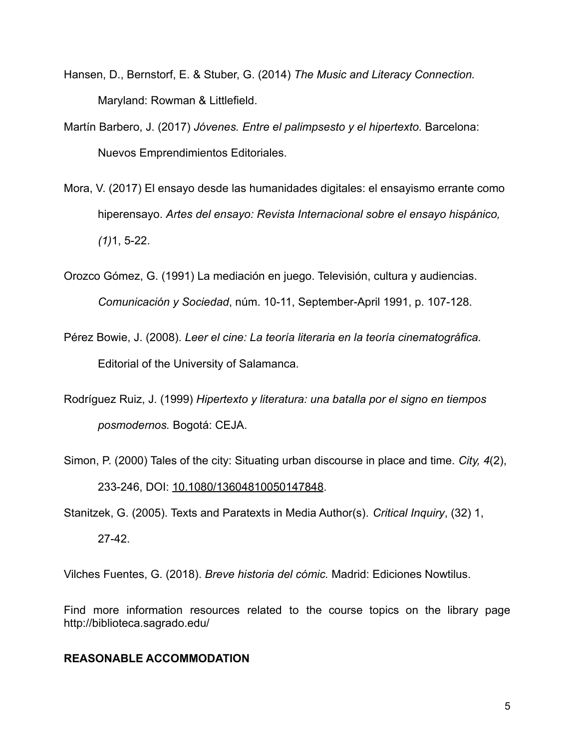Hansen, D., Bernstorf, E. & Stuber, G. (2014) *The Music and Literacy Connection.* Maryland: Rowman & Littlefield.

Martín Barbero, J. (2017) *Jóvenes. Entre el palimpsesto y el hipertexto.* Barcelona: Nuevos Emprendimientos Editoriales.

Mora, V. (2017) El ensayo desde las humanidades digitales: el ensayismo errante como hiperensayo. *Artes del ensayo: Revista Internacional sobre el ensayo hispánico, (1)*1, 5-22.

Orozco Gómez, G. (1991) La mediación en juego. Televisión, cultura y audiencias. *Comunicación y Sociedad*, núm. 10-11, September-April 1991, p. 107-128.

Pérez Bowie, J. (2008). *Leer el cine: La teoría literaria en la teoría cinematográfica.* Editorial of the University of Salamanca.

Rodríguez Ruiz, J. (1999) *Hipertexto y literatura: una batalla por el signo en tiempos posmodernos.* Bogotá: CEJA.

Simon, P. (2000) Tales of the city: Situating urban discourse in place and time. *City, 4*(2), 233-246, DOI: 10.1080/13604810050147848.

Stanitzek, G. (2005). Texts and Paratexts in Media Author(s). *Critical Inquiry*, (32) 1, 27-42.

Vilches Fuentes, G. (2018). *Breve historia del cómic.* Madrid: Ediciones Nowtilus.

Find more information resources related to the course topics on the library page http://biblioteca.sagrado.edu/

**REASONABLE ACCOMMODATION**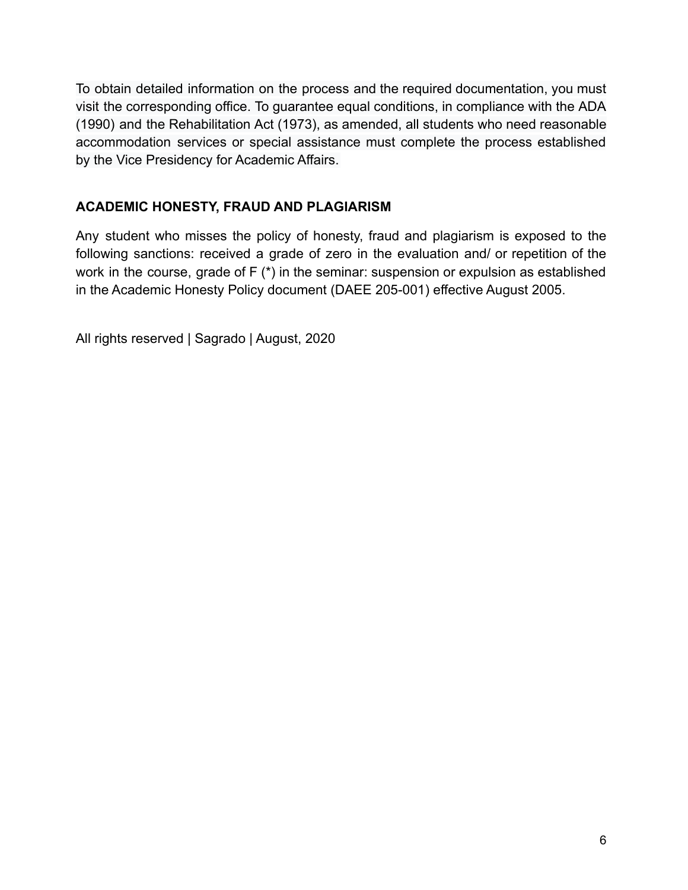To obtain detailed information on the process and the required documentation, you must visit the corresponding office. To guarantee equal conditions, in compliance with the ADA (1990) and the Rehabilitation Act (1973), as amended, all students who need reasonable accommodation services or special assistance must complete the process established by the Vice Presidency for Academic Affairs.

## ACADEMIC HONESTY, FRAUD AND PLAGIARISM

Any student who misses the policy of honesty, fraud and plagiarism is exposed to the following sanctions: received a grade of zero in the evaluation and/ or repetition of the work in the course, grade of F (*) in the seminar: suspension or expulsion as established in the Academic Honesty Policy document (DAEE 205-001) effective August 2005.

All rights reserved | Sagrado | August, 2020